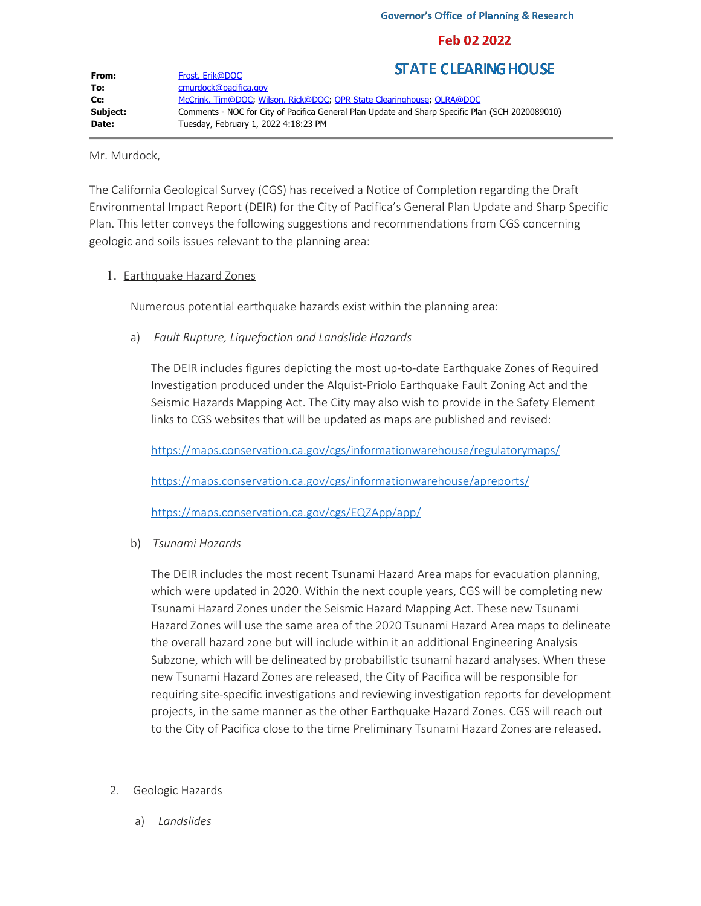Governor's Office of Planning & Research

**Feb 02 2022**

**STATE CLEARING HOUSE**

| | |
|---|---|
| **From:** | Frost, Erik@DOC |
| **To:** | cmurdock@pacifica.gov |
| **Cc:** | McCrink, Tim@DOC; Wilson, Rick@DOC; OPR State Clearinghouse; OLRA@DOC |
| **Subject:** | Comments - NOC for City of Pacifica General Plan Update and Sharp Specific Plan (SCH 2020089010) |
| **Date:** | Tuesday, February 1, 2022 4:18:23 PM |

Mr. Murdock,

The California Geological Survey (CGS) has received a Notice of Completion regarding the Draft Environmental Impact Report (DEIR) for the City of Pacifica's General Plan Update and Sharp Specific Plan. This letter conveys the following suggestions and recommendations from CGS concerning geologic and soils issues relevant to the planning area:

1. Earthquake Hazard Zones

   Numerous potential earthquake hazards exist within the planning area:

   a) *Fault Rupture, Liquefaction and Landslide Hazards*

      The DEIR includes figures depicting the most up-to-date Earthquake Zones of Required Investigation produced under the Alquist-Priolo Earthquake Fault Zoning Act and the Seismic Hazards Mapping Act. The City may also wish to provide in the Safety Element links to CGS websites that will be updated as maps are published and revised:

      https://maps.conservation.ca.gov/cgs/informationwarehouse/regulatorymaps/

      https://maps.conservation.ca.gov/cgs/informationwarehouse/apreports/

      https://maps.conservation.ca.gov/cgs/EQZApp/app/

   b) *Tsunami Hazards*

      The DEIR includes the most recent Tsunami Hazard Area maps for evacuation planning, which were updated in 2020. Within the next couple years, CGS will be completing new Tsunami Hazard Zones under the Seismic Hazard Mapping Act. These new Tsunami Hazard Zones will use the same area of the 2020 Tsunami Hazard Area maps to delineate the overall hazard zone but will include within it an additional Engineering Analysis Subzone, which will be delineated by probabilistic tsunami hazard analyses. When these new Tsunami Hazard Zones are released, the City of Pacifica will be responsible for requiring site-specific investigations and reviewing investigation reports for development projects, in the same manner as the other Earthquake Hazard Zones. CGS will reach out to the City of Pacifica close to the time Preliminary Tsunami Hazard Zones are released.

2. Geologic Hazards

   a) *Landslides*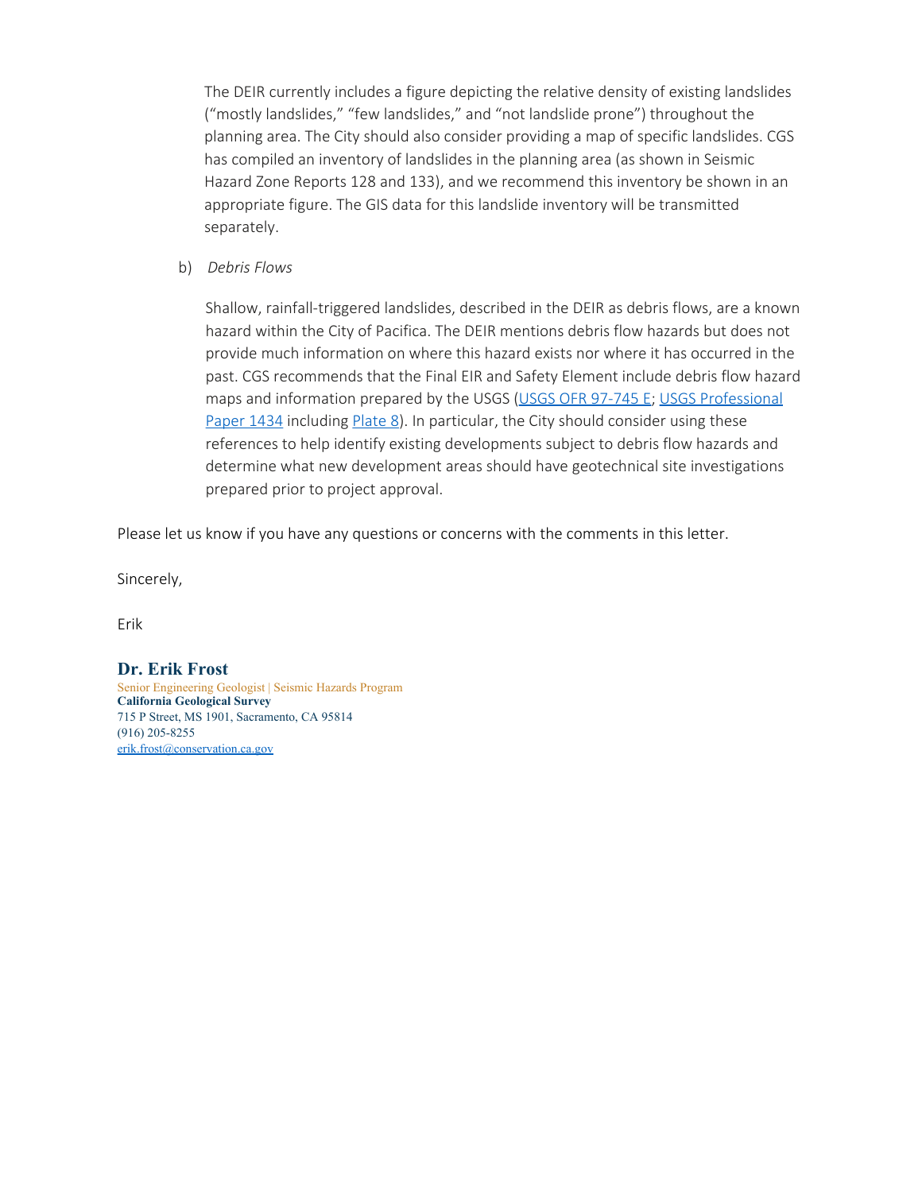The DEIR currently includes a figure depicting the relative density of existing landslides ("mostly landslides," "few landslides," and "not landslide prone") throughout the planning area. The City should also consider providing a map of specific landslides. CGS has compiled an inventory of landslides in the planning area (as shown in Seismic Hazard Zone Reports 128 and 133), and we recommend this inventory be shown in an appropriate figure. The GIS data for this landslide inventory will be transmitted separately.

b) *Debris Flows*

Shallow, rainfall-triggered landslides, described in the DEIR as debris flows, are a known hazard within the City of Pacifica. The DEIR mentions debris flow hazards but does not provide much information on where this hazard exists nor where it has occurred in the past. CGS recommends that the Final EIR and Safety Element include debris flow hazard maps and information prepared by the USGS (USGS OFR 97-745 E; USGS Professional Paper 1434 including Plate 8). In particular, the City should consider using these references to help identify existing developments subject to debris flow hazards and determine what new development areas should have geotechnical site investigations prepared prior to project approval.

Please let us know if you have any questions or concerns with the comments in this letter.

Sincerely,

Erik

**Dr. Erik Frost**
Senior Engineering Geologist | Seismic Hazards Program
**California Geological Survey**
715 P Street, MS 1901, Sacramento, CA 95814
(916) 205-8255
erik.frost@conservation.ca.gov